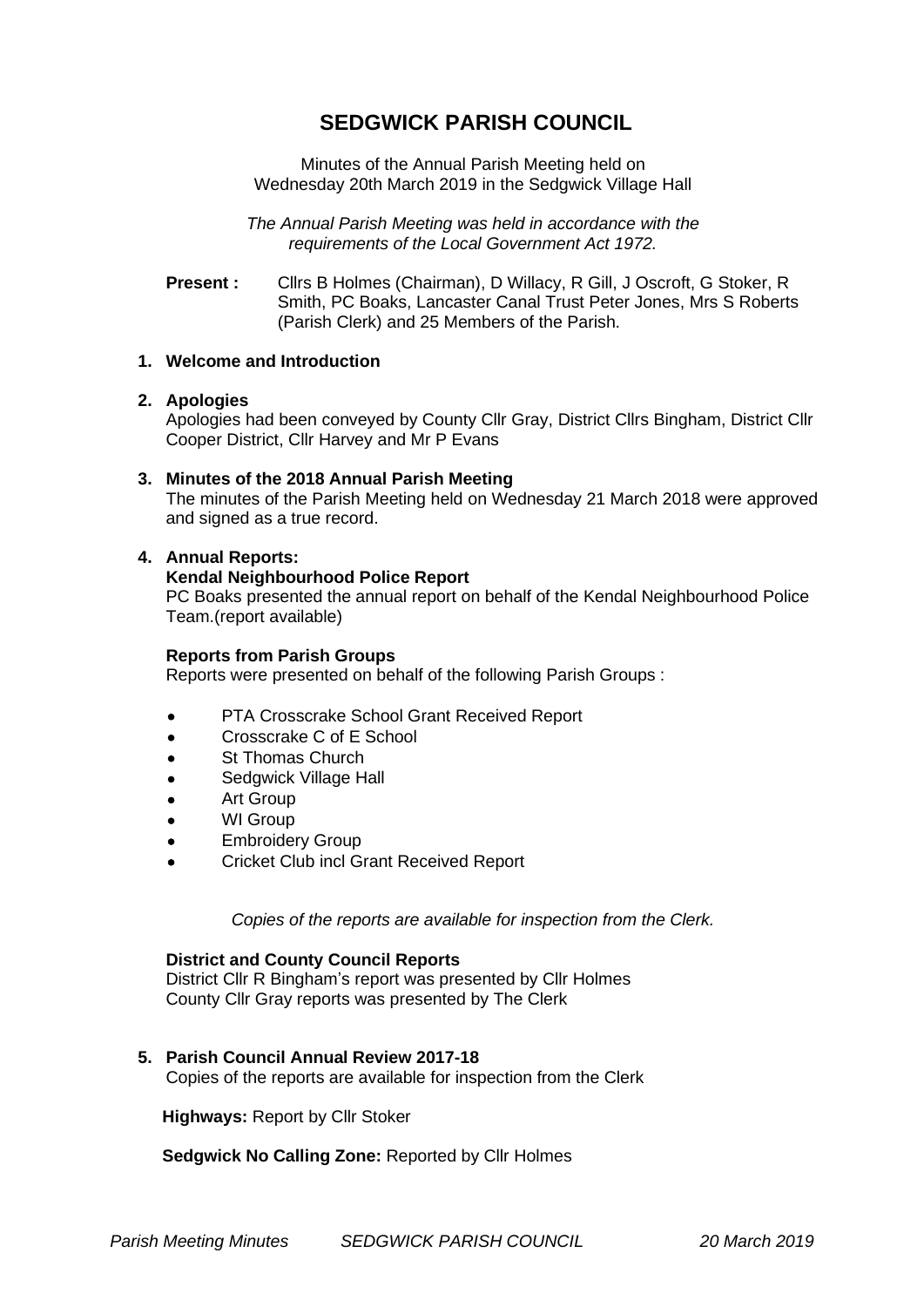# SEDGWICK PARISH COUNCIL

Minutes of the Annual Parish Meeting held on
Wednesday 20th March 2019 in the Sedgwick Village Hall

*The Annual Parish Meeting was held in accordance with the requirements of the Local Government Act 1972.*

**Present :** Cllrs B Holmes (Chairman), D Willacy, R Gill, J Oscroft, G Stoker, R Smith, PC Boaks, Lancaster Canal Trust Peter Jones, Mrs S Roberts (Parish Clerk) and 25 Members of the Parish.

**1. Welcome and Introduction**

**2. Apologies**

Apologies had been conveyed by County Cllr Gray, District Cllrs Bingham, District Cllr Cooper District, Cllr Harvey and Mr P Evans

**3. Minutes of the 2018 Annual Parish Meeting**

The minutes of the Parish Meeting held on Wednesday 21 March 2018 were approved and signed as a true record.

**4. Annual Reports:**

**Kendal Neighbourhood Police Report**

PC Boaks presented the annual report on behalf of the Kendal Neighbourhood Police Team.(report available)

**Reports from Parish Groups**

Reports were presented on behalf of the following Parish Groups :

- PTA Crosscrake School Grant Received Report
- Crosscrake C of E School
- St Thomas Church
- Sedgwick Village Hall
- Art Group
- WI Group
- Embroidery Group
- Cricket Club incl Grant Received Report

*Copies of the reports are available for inspection from the Clerk.*

**District and County Council Reports**

District Cllr R Bingham's report was presented by Cllr Holmes
County Cllr Gray reports was presented by The Clerk

**5. Parish Council Annual Review 2017-18**

Copies of the reports are available for inspection from the Clerk

**Highways:** Report by Cllr Stoker

**Sedgwick No Calling Zone:** Reported by Cllr Holmes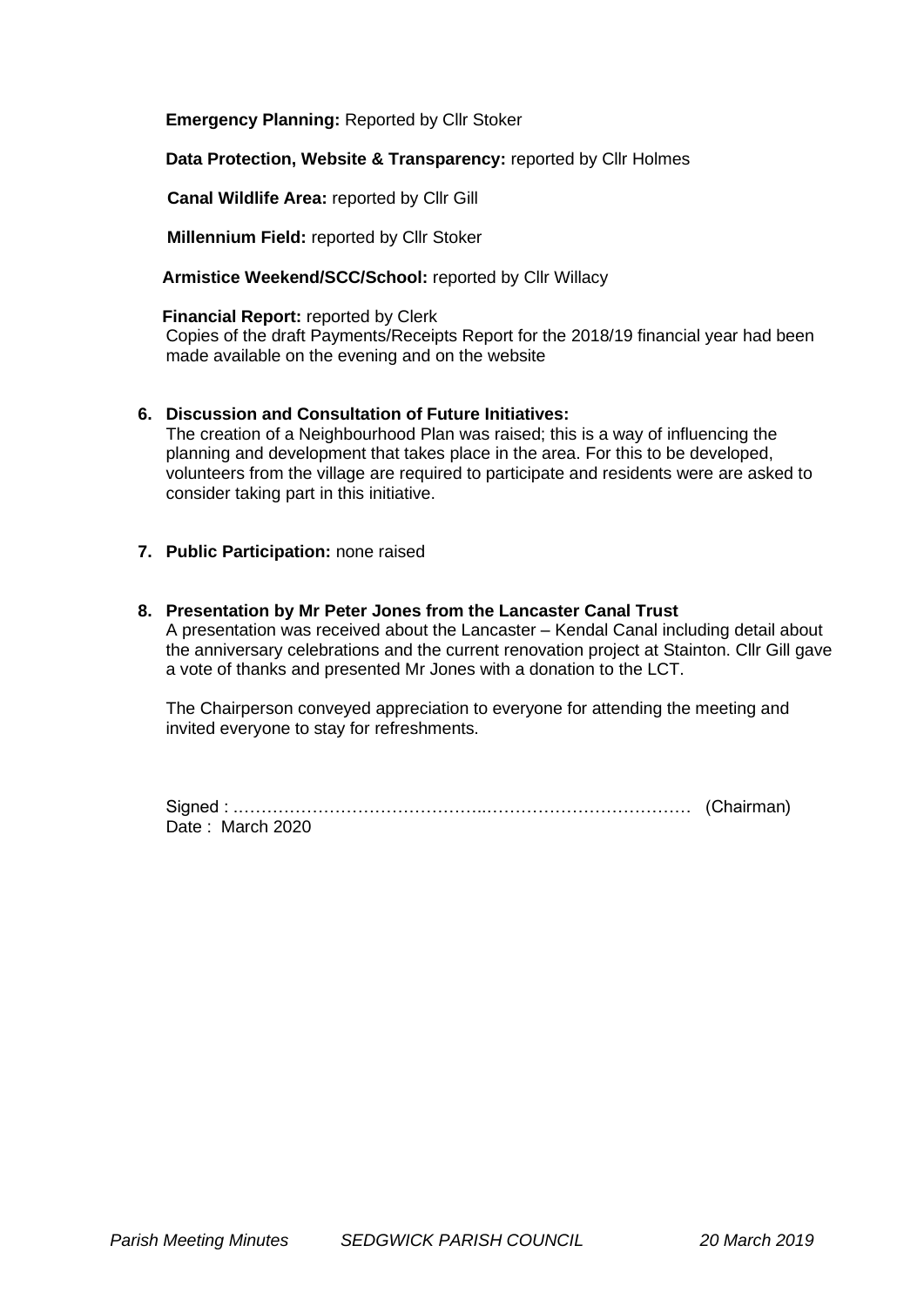**Emergency Planning:** Reported by Cllr Stoker

**Data Protection, Website & Transparency:** reported by Cllr Holmes

**Canal Wildlife Area:** reported by Cllr Gill

**Millennium Field:** reported by Cllr Stoker

**Armistice Weekend/SCC/School:** reported by Cllr Willacy

**Financial Report:** reported by Clerk
Copies of the draft Payments/Receipts Report for the 2018/19 financial year had been made available on the evening and on the website

6. **Discussion and Consultation of Future Initiatives:**
   The creation of a Neighbourhood Plan was raised; this is a way of influencing the planning and development that takes place in the area. For this to be developed, volunteers from the village are required to participate and residents were are asked to consider taking part in this initiative.

7. **Public Participation:** none raised

8. **Presentation by Mr Peter Jones from the Lancaster Canal Trust**
   A presentation was received about the Lancaster – Kendal Canal including detail about the anniversary celebrations and the current renovation project at Stainton. Cllr Gill gave a vote of thanks and presented Mr Jones with a donation to the LCT.

   The Chairperson conveyed appreciation to everyone for attending the meeting and invited everyone to stay for refreshments.

Signed : ……………………………………..……………………………… (Chairman)
Date : March 2020